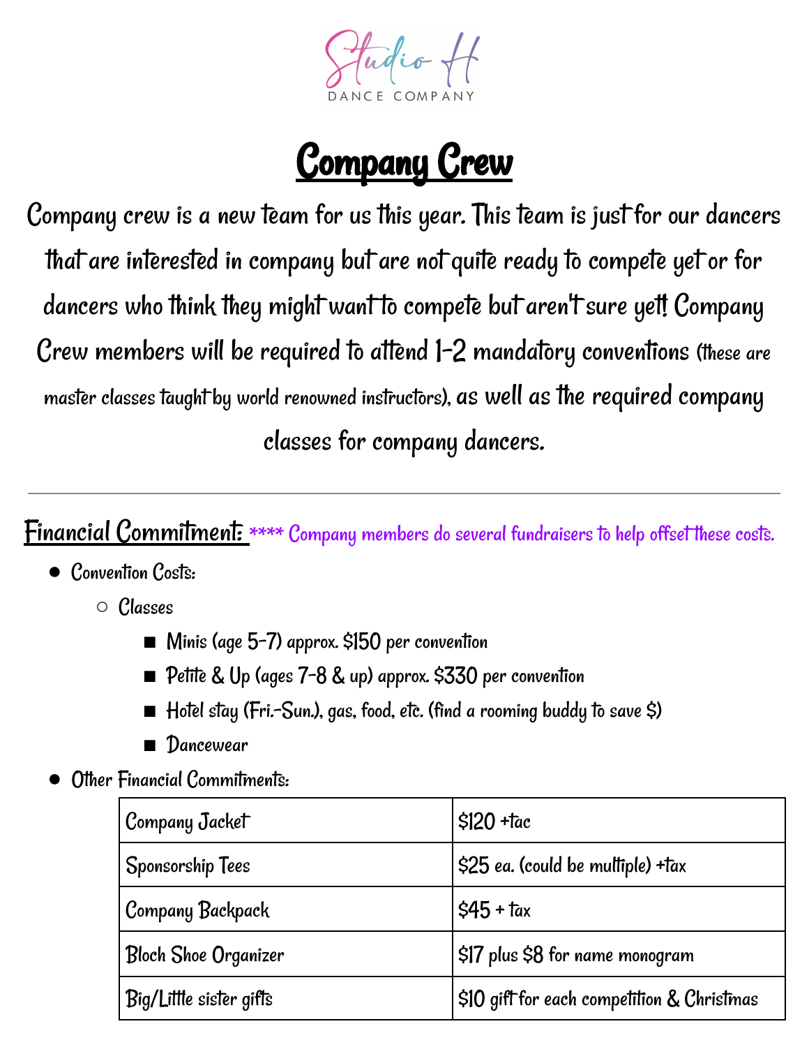Studio H

DANCE COMPANY

# Company Crew

Company crew is a new team for us this year. This team is just for our dancers that are interested in company but are not quite ready to compete yet or for dancers who think they might want to compete but aren't sure yet! Company Crew members will be required to attend 1-2 mandatory conventions (these are master classes taught by world renowned instructors), as well as the required company classes for company dancers.

---

**Financial Commitment:** **** Company members do several fundraisers to help offset these costs.

- Convention Costs:
  - Classes
    - Minis (age 5-7) approx. $150 per convention
    - Petite & Up (ages 7-8 & up) approx. $330 per convention
    - Hotel stay (Fri.-Sun.), gas, food, etc. (find a rooming buddy to save $)
    - Dancewear
- Other Financial Commitments:

| Company Jacket | $120 +tac |
|---|---|
| Sponsorship Tees | $25 ea. (could be multiple) +tax |
| Company Backpack | $45 + tax |
| Bloch Shoe Organizer | $17 plus $8 for name monogram |
| Big/Little sister gifts | $10 gift for each competition & Christmas |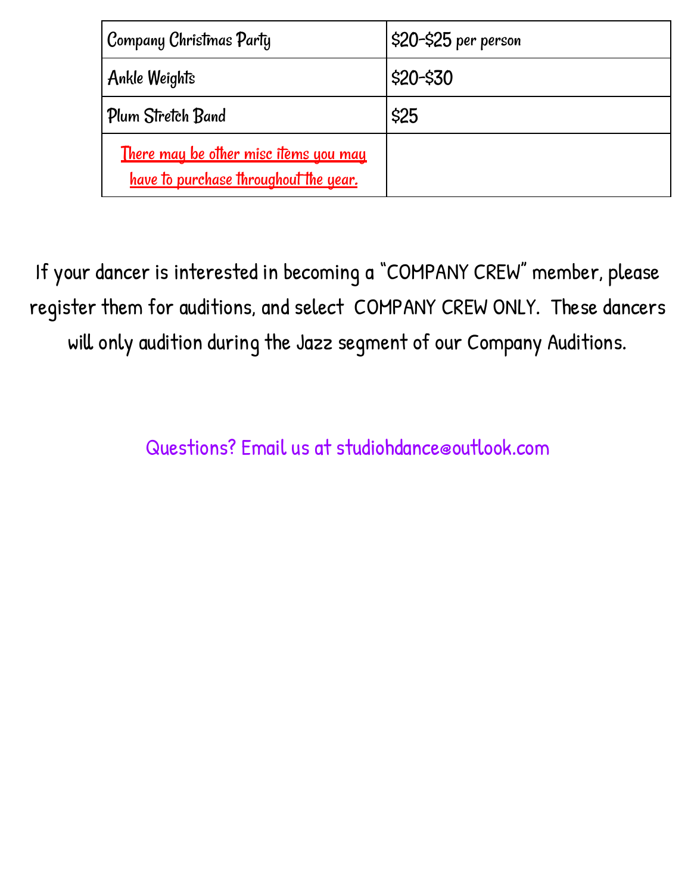| | |
|---|---|
| Company Christmas Party | $20-$25 per person |
| Ankle Weights | $20-$30 |
| Plum Stretch Band | $25 |
| There may be other misc items you may have to purchase throughout the year. | |

If your dancer is interested in becoming a "COMPANY CREW" member, please register them for auditions, and select COMPANY CREW ONLY. These dancers will only audition during the Jazz segment of our Company Auditions.

Questions? Email us at studiohdance@outlook.com